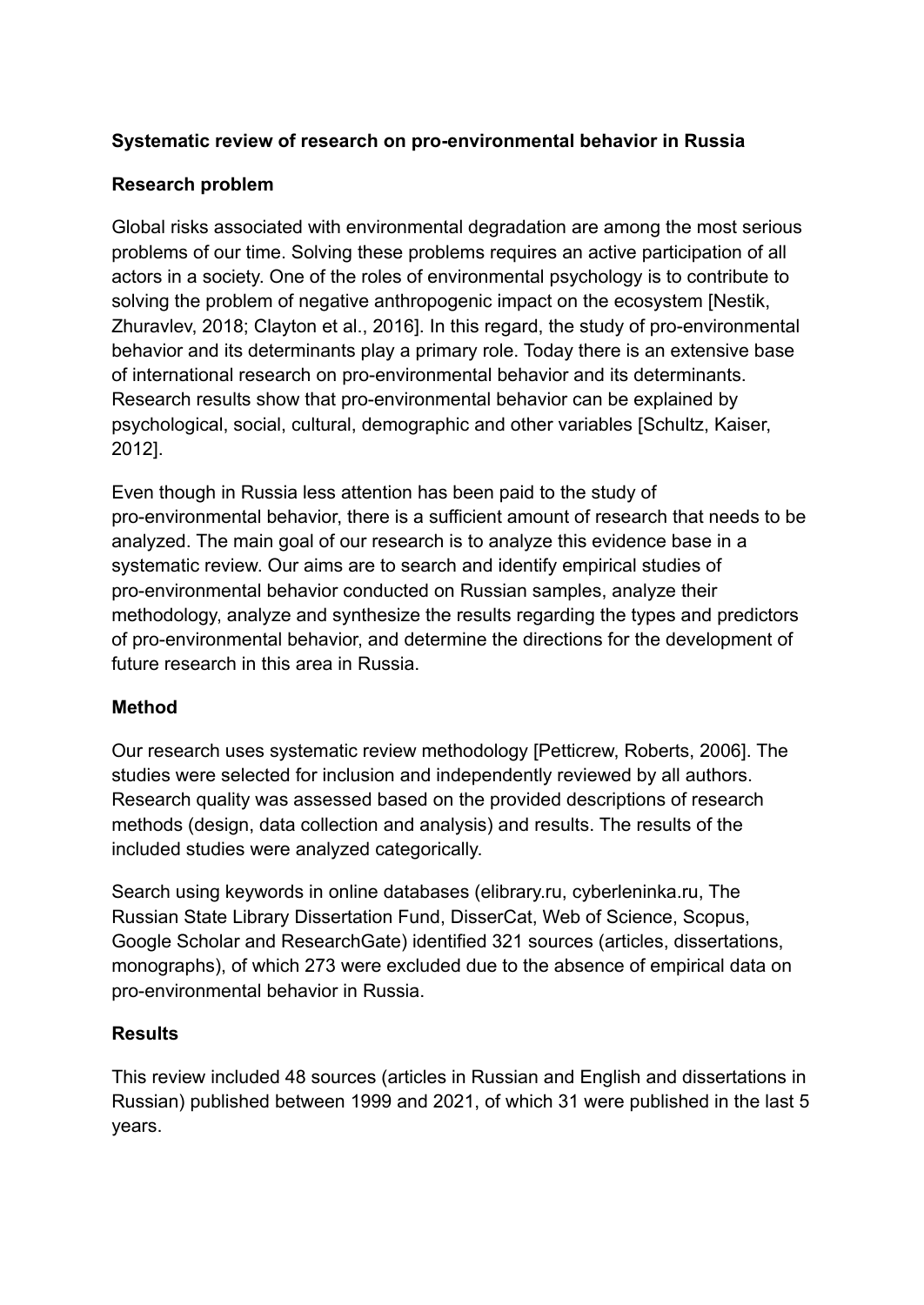**Systematic review of research on pro-environmental behavior in Russia**

**Research problem**

Global risks associated with environmental degradation are among the most serious problems of our time. Solving these problems requires an active participation of all actors in a society. One of the roles of environmental psychology is to contribute to solving the problem of negative anthropogenic impact on the ecosystem [Nestik, Zhuravlev, 2018; Clayton et al., 2016]. In this regard, the study of pro-environmental behavior and its determinants play a primary role. Today there is an extensive base of international research on pro-environmental behavior and its determinants. Research results show that pro-environmental behavior can be explained by psychological, social, cultural, demographic and other variables [Schultz, Kaiser, 2012].

Even though in Russia less attention has been paid to the study of pro-environmental behavior, there is a sufficient amount of research that needs to be analyzed. The main goal of our research is to analyze this evidence base in a systematic review. Our aims are to search and identify empirical studies of pro-environmental behavior conducted on Russian samples, analyze their methodology, analyze and synthesize the results regarding the types and predictors of pro-environmental behavior, and determine the directions for the development of future research in this area in Russia.

**Method**

Our research uses systematic review methodology [Petticrew, Roberts, 2006]. The studies were selected for inclusion and independently reviewed by all authors. Research quality was assessed based on the provided descriptions of research methods (design, data collection and analysis) and results. The results of the included studies were analyzed categorically.

Search using keywords in online databases (elibrary.ru, cyberleninka.ru, The Russian State Library Dissertation Fund, DisserCat, Web of Science, Scopus, Google Scholar and ResearchGate) identified 321 sources (articles, dissertations, monographs), of which 273 were excluded due to the absence of empirical data on pro-environmental behavior in Russia.

**Results**

This review included 48 sources (articles in Russian and English and dissertations in Russian) published between 1999 and 2021, of which 31 were published in the last 5 years.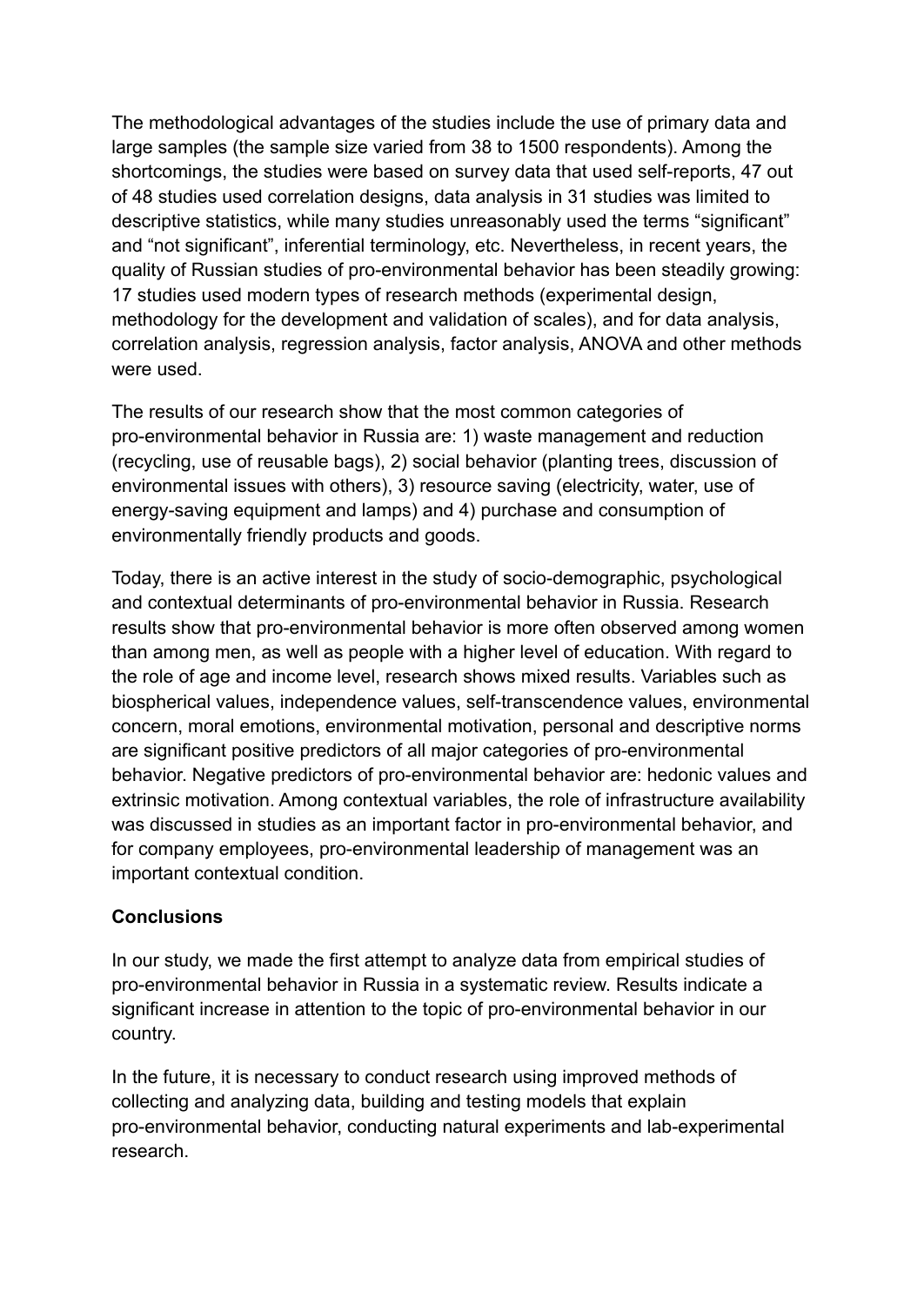The methodological advantages of the studies include the use of primary data and large samples (the sample size varied from 38 to 1500 respondents). Among the shortcomings, the studies were based on survey data that used self-reports, 47 out of 48 studies used correlation designs, data analysis in 31 studies was limited to descriptive statistics, while many studies unreasonably used the terms “significant” and “not significant”, inferential terminology, etc. Nevertheless, in recent years, the quality of Russian studies of pro-environmental behavior has been steadily growing: 17 studies used modern types of research methods (experimental design, methodology for the development and validation of scales), and for data analysis, correlation analysis, regression analysis, factor analysis, ANOVA and other methods were used.

The results of our research show that the most common categories of pro-environmental behavior in Russia are: 1) waste management and reduction (recycling, use of reusable bags), 2) social behavior (planting trees, discussion of environmental issues with others), 3) resource saving (electricity, water, use of energy-saving equipment and lamps) and 4) purchase and consumption of environmentally friendly products and goods.

Today, there is an active interest in the study of socio-demographic, psychological and contextual determinants of pro-environmental behavior in Russia. Research results show that pro-environmental behavior is more often observed among women than among men, as well as people with a higher level of education. With regard to the role of age and income level, research shows mixed results. Variables such as biospherical values, independence values, self-transcendence values, environmental concern, moral emotions, environmental motivation, personal and descriptive norms are significant positive predictors of all major categories of pro-environmental behavior. Negative predictors of pro-environmental behavior are: hedonic values and extrinsic motivation. Among contextual variables, the role of infrastructure availability was discussed in studies as an important factor in pro-environmental behavior, and for company employees, pro-environmental leadership of management was an important contextual condition.

**Conclusions**

In our study, we made the first attempt to analyze data from empirical studies of pro-environmental behavior in Russia in a systematic review. Results indicate a significant increase in attention to the topic of pro-environmental behavior in our country.

In the future, it is necessary to conduct research using improved methods of collecting and analyzing data, building and testing models that explain pro-environmental behavior, conducting natural experiments and lab-experimental research.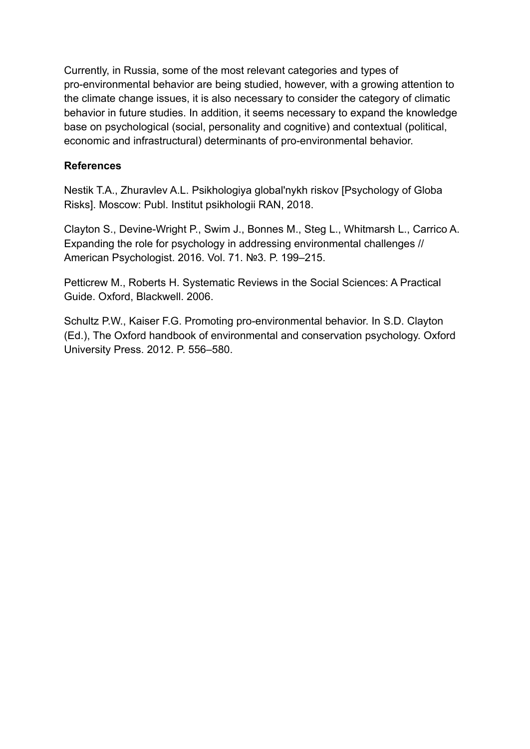Currently, in Russia, some of the most relevant categories and types of pro-environmental behavior are being studied, however, with a growing attention to the climate change issues, it is also necessary to consider the category of climatic behavior in future studies. In addition, it seems necessary to expand the knowledge base on psychological (social, personality and cognitive) and contextual (political, economic and infrastructural) determinants of pro-environmental behavior.

**References**

Nestik T.A., Zhuravlev A.L. Psikhologiya global'nykh riskov [Psychology of Globa Risks]. Moscow: Publ. Institut psikhologii RAN, 2018.

Clayton S., Devine-Wright P., Swim J., Bonnes M., Steg L., Whitmarsh L., Carrico A. Expanding the role for psychology in addressing environmental challenges // American Psychologist. 2016. Vol. 71. №3. P. 199–215.

Petticrew M., Roberts H. Systematic Reviews in the Social Sciences: A Practical Guide. Oxford, Blackwell. 2006.

Schultz P.W., Kaiser F.G. Promoting pro-environmental behavior. In S.D. Clayton (Ed.), The Oxford handbook of environmental and conservation psychology. Oxford University Press. 2012. P. 556–580.